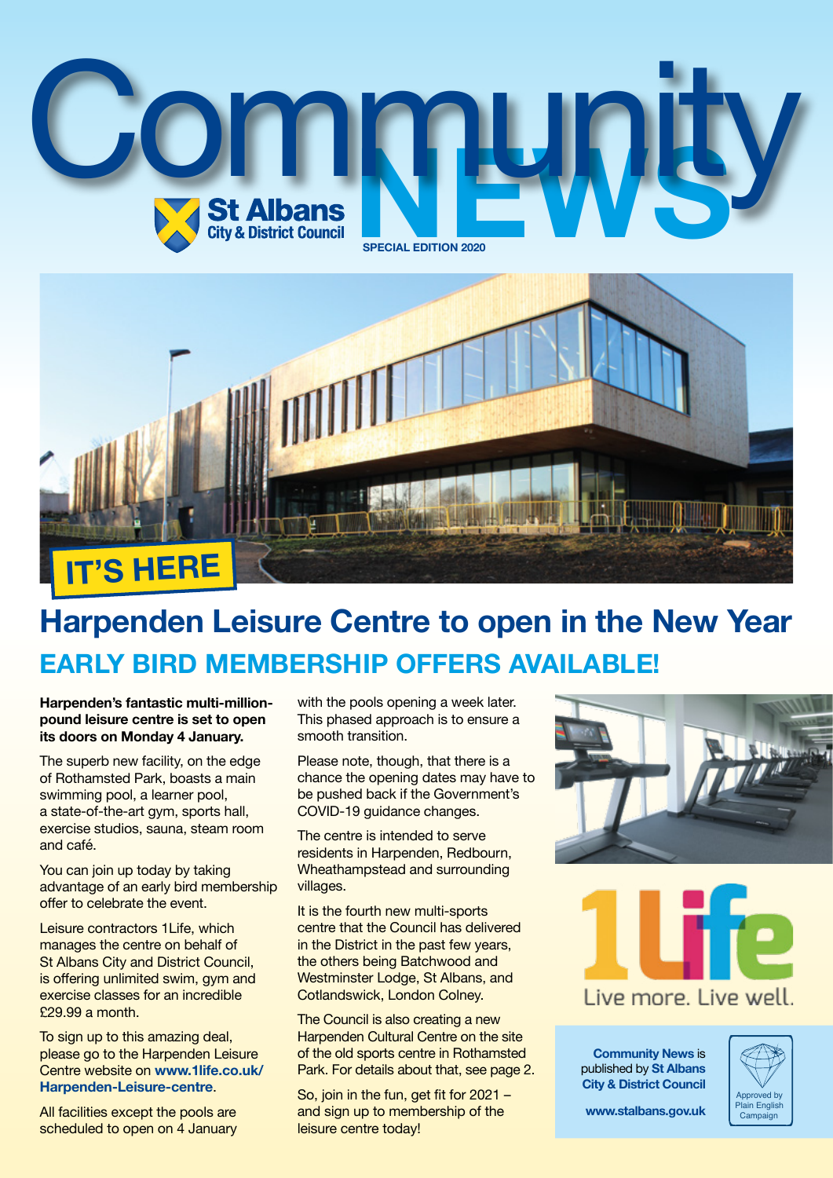# Community NEWS

St Albans City & District Council

SPECIAL EDITION 2020

IT'S HERE

## Harpenden Leisure Centre to open in the New Year

### EARLY BIRD MEMBERSHIP OFFERS AVAILABLE!

**Harpenden's fantastic multi-million-pound leisure centre is set to open its doors on Monday 4 January.**

The superb new facility, on the edge of Rothamsted Park, boasts a main swimming pool, a learner pool, a state-of-the-art gym, sports hall, exercise studios, sauna, steam room and café.

You can join up today by taking advantage of an early bird membership offer to celebrate the event.

Leisure contractors 1Life, which manages the centre on behalf of St Albans City and District Council, is offering unlimited swim, gym and exercise classes for an incredible £29.99 a month.

To sign up to this amazing deal, please go to the Harpenden Leisure Centre website on **www.1life.co.uk/Harpenden-Leisure-centre**.

All facilities except the pools are scheduled to open on 4 January with the pools opening a week later. This phased approach is to ensure a smooth transition.

Please note, though, that there is a chance the opening dates may have to be pushed back if the Government's COVID-19 guidance changes.

The centre is intended to serve residents in Harpenden, Redbourn, Wheathampstead and surrounding villages.

It is the fourth new multi-sports centre that the Council has delivered in the District in the past few years, the others being Batchwood and Westminster Lodge, St Albans, and Cotlandswick, London Colney.

The Council is also creating a new Harpenden Cultural Centre on the site of the old sports centre in Rothamsted Park. For details about that, see page 2.

So, join in the fun, get fit for 2021 – and sign up to membership of the leisure centre today!

1Life

Live more. Live well.

**Community News** is published by **St Albans City & District Council**

**www.stalbans.gov.uk**

Approved by Plain English Campaign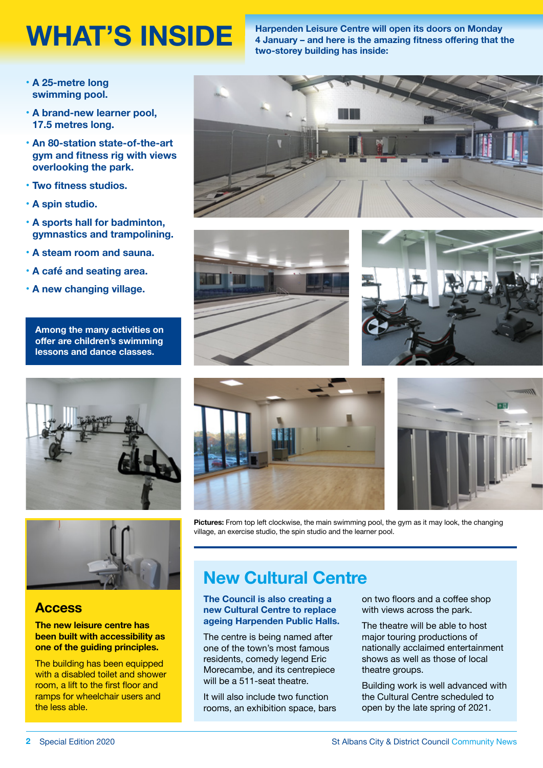# WHAT'S INSIDE

**Harpenden Leisure Centre will open its doors on Monday 4 January – and here is the amazing fitness offering that the two-storey building has inside:**

- **A 25-metre long swimming pool.**
- **A brand-new learner pool, 17.5 metres long.**
- **An 80-station state-of-the-art gym and fitness rig with views overlooking the park.**
- **Two fitness studios.**
- **A spin studio.**
- **A sports hall for badminton, gymnastics and trampolining.**
- **A steam room and sauna.**
- **A café and seating area.**
- **A new changing village.**

**Among the many activities on offer are children's swimming lessons and dance classes.**

**Pictures:** From top left clockwise, the main swimming pool, the gym as it may look, the changing village, an exercise studio, the spin studio and the learner pool.

## Access

**The new leisure centre has been built with accessibility as one of the guiding principles.**

The building has been equipped with a disabled toilet and shower room, a lift to the first floor and ramps for wheelchair users and the less able.

## New Cultural Centre

**The Council is also creating a new Cultural Centre to replace ageing Harpenden Public Halls.**

The centre is being named after one of the town's most famous residents, comedy legend Eric Morecambe, and its centrepiece will be a 511-seat theatre.

It will also include two function rooms, an exhibition space, bars on two floors and a coffee shop with views across the park.

The theatre will be able to host major touring productions of nationally acclaimed entertainment shows as well as those of local theatre groups.

Building work is well advanced with the Cultural Centre scheduled to open by the late spring of 2021.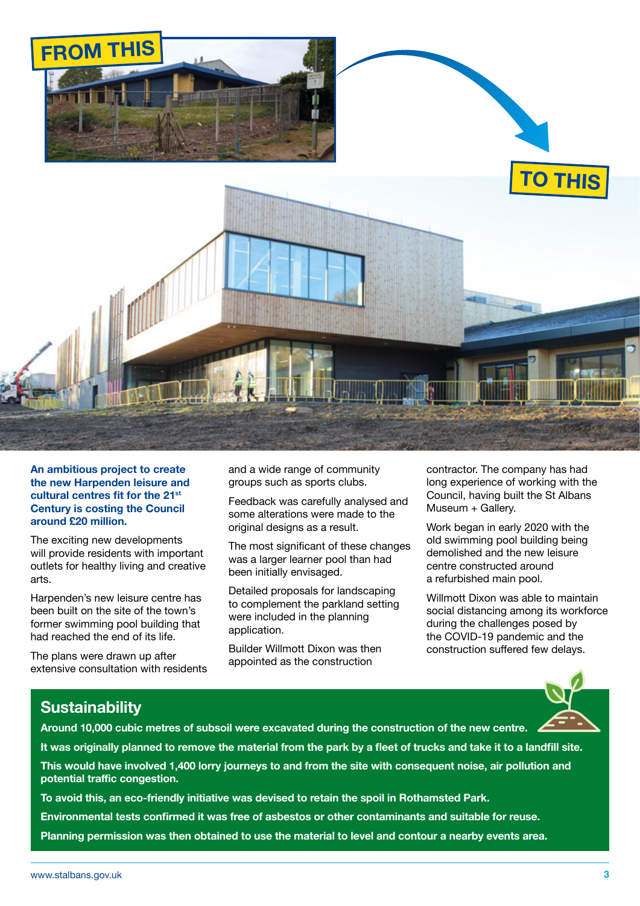FROM THIS

TO THIS

**An ambitious project to create the new Harpenden leisure and cultural centres fit for the 21st Century is costing the Council around £20 million.**

The exciting new developments will provide residents with important outlets for healthy living and creative arts.

Harpenden's new leisure centre has been built on the site of the town's former swimming pool building that had reached the end of its life.

The plans were drawn up after extensive consultation with residents and a wide range of community groups such as sports clubs.

Feedback was carefully analysed and some alterations were made to the original designs as a result.

The most significant of these changes was a larger learner pool than had been initially envisaged.

Detailed proposals for landscaping to complement the parkland setting were included in the planning application.

Builder Willmott Dixon was then appointed as the construction contractor. The company has had long experience of working with the Council, having built the St Albans Museum + Gallery.

Work began in early 2020 with the old swimming pool building being demolished and the new leisure centre constructed around a refurbished main pool.

Willmott Dixon was able to maintain social distancing among its workforce during the challenges posed by the COVID-19 pandemic and the construction suffered few delays.

## Sustainability

**Around 10,000 cubic metres of subsoil were excavated during the construction of the new centre.**

**It was originally planned to remove the material from the park by a fleet of trucks and take it to a landfill site.**

**This would have involved 1,400 lorry journeys to and from the site with consequent noise, air pollution and potential traffic congestion.**

**To avoid this, an eco-friendly initiative was devised to retain the spoil in Rothamsted Park.**

**Environmental tests confirmed it was free of asbestos or other contaminants and suitable for reuse.**

**Planning permission was then obtained to use the material to level and contour a nearby events area.**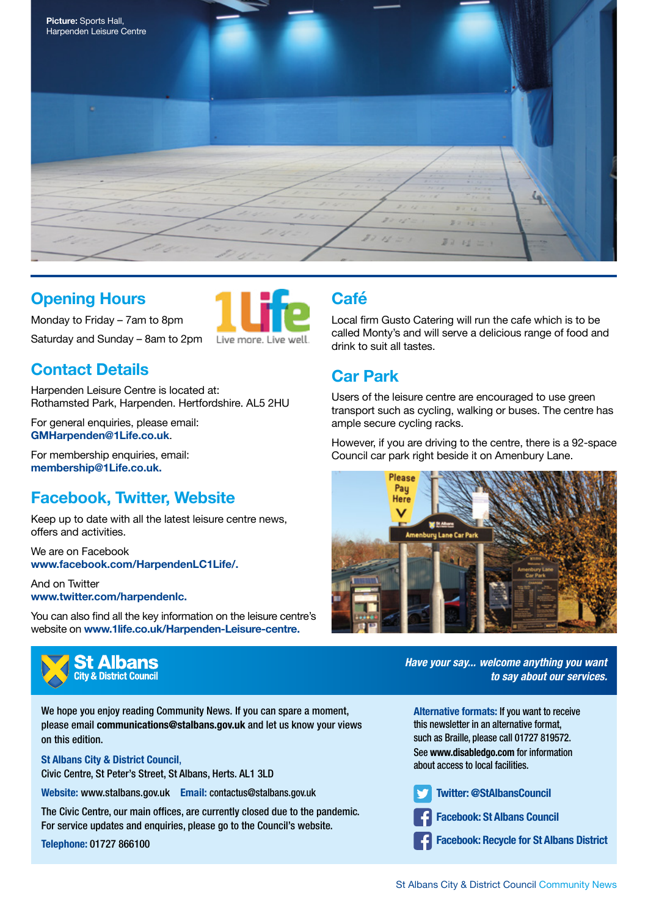**Picture:** Sports Hall, Harpenden Leisure Centre

## Opening Hours

Monday to Friday – 7am to 8pm

Saturday and Sunday – 8am to 2pm

1Life Live more. Live well.

## Contact Details

Harpenden Leisure Centre is located at:
Rothamsted Park, Harpenden. Hertfordshire. AL5 2HU

For general enquiries, please email:
**GMHarpenden@1Life.co.uk**.

For membership enquiries, email:
**membership@1Life.co.uk.**

## Facebook, Twitter, Website

Keep up to date with all the latest leisure centre news, offers and activities.

We are on Facebook
**www.facebook.com/HarpendenLC1Life/.**

And on Twitter
**www.twitter.com/harpendenlc.**

You can also find all the key information on the leisure centre's website on **www.1life.co.uk/Harpenden-Leisure-centre.**

## Café

Local firm Gusto Catering will run the cafe which is to be called Monty's and will serve a delicious range of food and drink to suit all tastes.

## Car Park

Users of the leisure centre are encouraged to use green transport such as cycling, walking or buses. The centre has ample secure cycling racks.

However, if you are driving to the centre, there is a 92-space Council car park right beside it on Amenbury Lane.

**St Albans City & District Council**

***Have your say... welcome anything you want to say about our services.***

We hope you enjoy reading Community News. If you can spare a moment, please email **communications@stalbans.gov.uk** and let us know your views on this edition.

**St Albans City & District Council,**
Civic Centre, St Peter's Street, St Albans, Herts. AL1 3LD

**Website:** www.stalbans.gov.uk **Email:** contactus@stalbans.gov.uk

The Civic Centre, our main offices, are currently closed due to the pandemic. For service updates and enquiries, please go to the Council's website.

**Telephone:** 01727 866100

**Alternative formats:** If you want to receive this newsletter in an alternative format, such as Braille, please call 01727 819572. See **www.disabledgo.com** for information about access to local facilities.

**Twitter: @StAlbansCouncil**

**Facebook: St Albans Council**

**Facebook: Recycle for St Albans District**